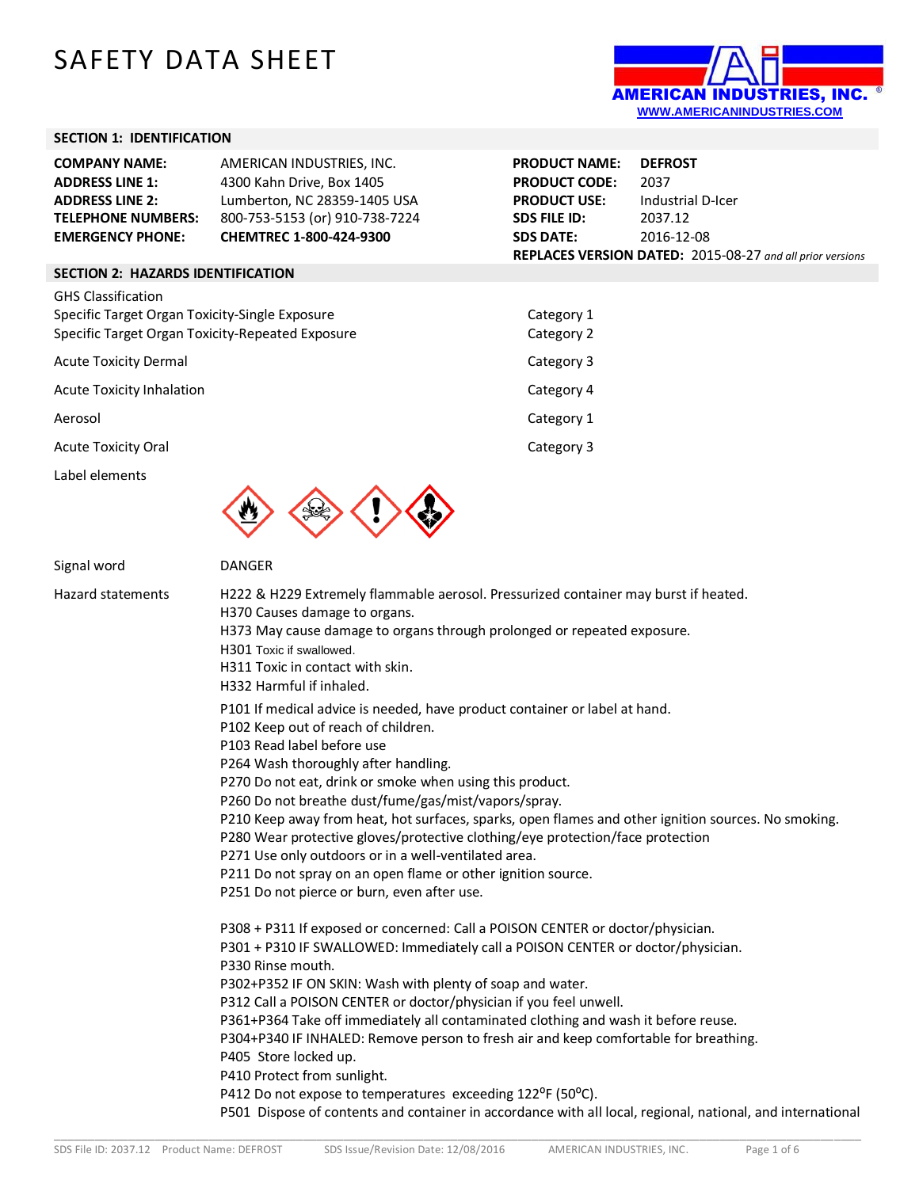# SAFETY DATA SHEET

AMERICAN INDUSTRIES, INC.
WWW.AMERICANINDUSTRIES.COM

## SECTION 1: IDENTIFICATION

| | | | |
|---|---|---|---|
| **COMPANY NAME:** | AMERICAN INDUSTRIES, INC. | **PRODUCT NAME:** | **DEFROST** |
| **ADDRESS LINE 1:** | 4300 Kahn Drive, Box 1405 | **PRODUCT CODE:** | 2037 |
| **ADDRESS LINE 2:** | Lumberton, NC 28359-1405 USA | **PRODUCT USE:** | Industrial D-Icer |
| **TELEPHONE NUMBERS:** | 800-753-5153 (or) 910-738-7224 | **SDS FILE ID:** | 2037.12 |
| **EMERGENCY PHONE:** | **CHEMTREC 1-800-424-9300** | **SDS DATE:** | 2016-12-08 |

**REPLACES VERSION DATED:** 2015-08-27 *and all prior versions*

## SECTION 2: HAZARDS IDENTIFICATION

GHS Classification

| | |
|---|---|
| Specific Target Organ Toxicity-Single Exposure | Category 1 |
| Specific Target Organ Toxicity-Repeated Exposure | Category 2 |
| Acute Toxicity Dermal | Category 3 |
| Acute Toxicity Inhalation | Category 4 |
| Aerosol | Category 1 |
| Acute Toxicity Oral | Category 3 |

Label elements

Signal word: DANGER

Hazard statements:

H222 & H229 Extremely flammable aerosol. Pressurized container may burst if heated.
H370 Causes damage to organs.
H373 May cause damage to organs through prolonged or repeated exposure.
H301 Toxic if swallowed.
H311 Toxic in contact with skin.
H332 Harmful if inhaled.

P101 If medical advice is needed, have product container or label at hand.
P102 Keep out of reach of children.
P103 Read label before use
P264 Wash thoroughly after handling.
P270 Do not eat, drink or smoke when using this product.
P260 Do not breathe dust/fume/gas/mist/vapors/spray.
P210 Keep away from heat, hot surfaces, sparks, open flames and other ignition sources. No smoking.
P280 Wear protective gloves/protective clothing/eye protection/face protection
P271 Use only outdoors or in a well-ventilated area.
P211 Do not spray on an open flame or other ignition source.
P251 Do not pierce or burn, even after use.

P308 + P311 If exposed or concerned: Call a POISON CENTER or doctor/physician.
P301 + P310 IF SWALLOWED: Immediately call a POISON CENTER or doctor/physician.
P330 Rinse mouth.
P302+P352 IF ON SKIN: Wash with plenty of soap and water.
P312 Call a POISON CENTER or doctor/physician if you feel unwell.
P361+P364 Take off immediately all contaminated clothing and wash it before reuse.
P304+P340 IF INHALED: Remove person to fresh air and keep comfortable for breathing.
P405 Store locked up.
P410 Protect from sunlight.
P412 Do not expose to temperatures exceeding 122°F (50°C).
P501 Dispose of contents and container in accordance with all local, regional, national, and international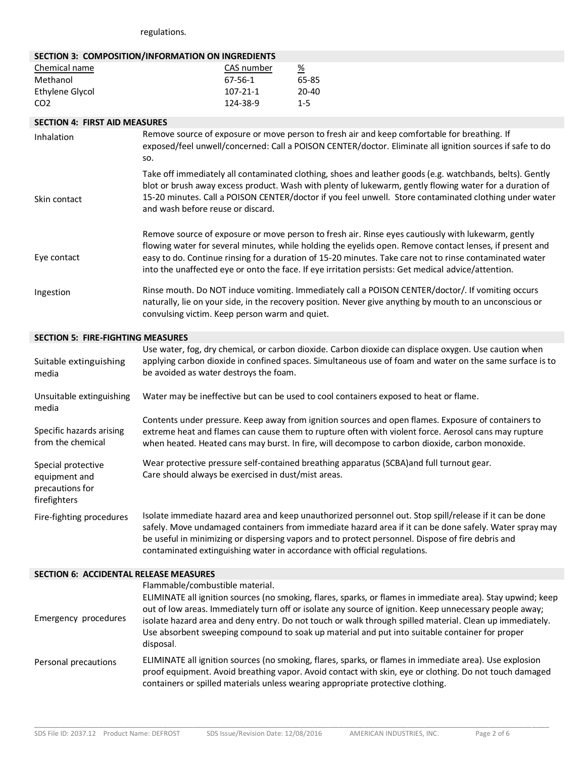regulations.

## SECTION 3: COMPOSITION/INFORMATION ON INGREDIENTS

| Chemical name | CAS number | % |
|---|---|---|
| Methanol | 67-56-1 | 65-85 |
| Ethylene Glycol | 107-21-1 | 20-40 |
| CO2 | 124-38-9 | 1-5 |

## SECTION 4: FIRST AID MEASURES

| | |
|---|---|
| Inhalation | Remove source of exposure or move person to fresh air and keep comfortable for breathing. If exposed/feel unwell/concerned: Call a POISON CENTER/doctor. Eliminate all ignition sources if safe to do so. |
| Skin contact | Take off immediately all contaminated clothing, shoes and leather goods (e.g. watchbands, belts). Gently blot or brush away excess product. Wash with plenty of lukewarm, gently flowing water for a duration of 15-20 minutes. Call a POISON CENTER/doctor if you feel unwell. Store contaminated clothing under water and wash before reuse or discard. |
| Eye contact | Remove source of exposure or move person to fresh air. Rinse eyes cautiously with lukewarm, gently flowing water for several minutes, while holding the eyelids open. Remove contact lenses, if present and easy to do. Continue rinsing for a duration of 15-20 minutes. Take care not to rinse contaminated water into the unaffected eye or onto the face. If eye irritation persists: Get medical advice/attention. |
| Ingestion | Rinse mouth. Do NOT induce vomiting. Immediately call a POISON CENTER/doctor/. If vomiting occurs naturally, lie on your side, in the recovery position. Never give anything by mouth to an unconscious or convulsing victim. Keep person warm and quiet. |

## SECTION 5: FIRE-FIGHTING MEASURES

| | |
|---|---|
| Suitable extinguishing media | Use water, fog, dry chemical, or carbon dioxide. Carbon dioxide can displace oxygen. Use caution when applying carbon dioxide in confined spaces. Simultaneous use of foam and water on the same surface is to be avoided as water destroys the foam. |
| Unsuitable extinguishing media | Water may be ineffective but can be used to cool containers exposed to heat or flame. |
| Specific hazards arising from the chemical | Contents under pressure. Keep away from ignition sources and open flames. Exposure of containers to extreme heat and flames can cause them to rupture often with violent force. Aerosol cans may rupture when heated. Heated cans may burst. In fire, will decompose to carbon dioxide, carbon monoxide. |
| Special protective equipment and precautions for firefighters | Wear protective pressure self-contained breathing apparatus (SCBA)and full turnout gear.<br>Care should always be exercised in dust/mist areas. |
| Fire-fighting procedures | Isolate immediate hazard area and keep unauthorized personnel out. Stop spill/release if it can be done safely. Move undamaged containers from immediate hazard area if it can be done safely. Water spray may be useful in minimizing or dispersing vapors and to protect personnel. Dispose of fire debris and contaminated extinguishing water in accordance with official regulations. |

## SECTION 6: ACCIDENTAL RELEASE MEASURES

| | |
|---|---|
| Emergency procedures | Flammable/combustible material.<br>ELIMINATE all ignition sources (no smoking, flares, sparks, or flames in immediate area). Stay upwind; keep out of low areas. Immediately turn off or isolate any source of ignition. Keep unnecessary people away; isolate hazard area and deny entry. Do not touch or walk through spilled material. Clean up immediately. Use absorbent sweeping compound to soak up material and put into suitable container for proper disposal. |
| Personal precautions | ELIMINATE all ignition sources (no smoking, flares, sparks, or flames in immediate area). Use explosion proof equipment. Avoid breathing vapor. Avoid contact with skin, eye or clothing. Do not touch damaged containers or spilled materials unless wearing appropriate protective clothing. |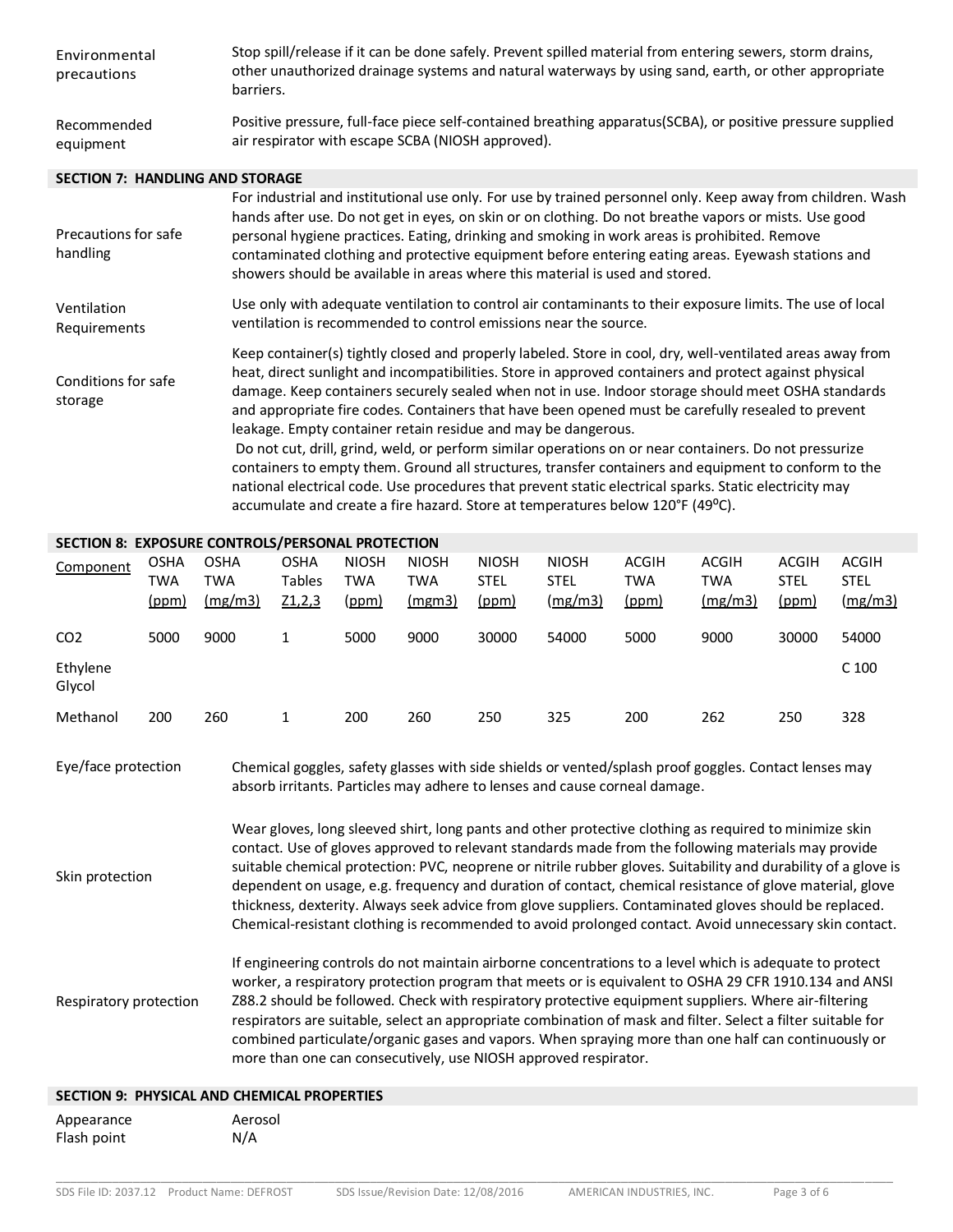| | |
|---|---|
| Environmental precautions | Stop spill/release if it can be done safely. Prevent spilled material from entering sewers, storm drains, other unauthorized drainage systems and natural waterways by using sand, earth, or other appropriate barriers. |
| Recommended equipment | Positive pressure, full-face piece self-contained breathing apparatus(SCBA), or positive pressure supplied air respirator with escape SCBA (NIOSH approved). |

## SECTION 7: HANDLING AND STORAGE

| | |
|---|---|
| Precautions for safe handling | For industrial and institutional use only. For use by trained personnel only. Keep away from children. Wash hands after use. Do not get in eyes, on skin or on clothing. Do not breathe vapors or mists. Use good personal hygiene practices. Eating, drinking and smoking in work areas is prohibited. Remove contaminated clothing and protective equipment before entering eating areas. Eyewash stations and showers should be available in areas where this material is used and stored. |
| Ventilation Requirements | Use only with adequate ventilation to control air contaminants to their exposure limits. The use of local ventilation is recommended to control emissions near the source. |
| Conditions for safe storage | Keep container(s) tightly closed and properly labeled. Store in cool, dry, well-ventilated areas away from heat, direct sunlight and incompatibilities. Store in approved containers and protect against physical damage. Keep containers securely sealed when not in use. Indoor storage should meet OSHA standards and appropriate fire codes. Containers that have been opened must be carefully resealed to prevent leakage. Empty container retain residue and may be dangerous. Do not cut, drill, grind, weld, or perform similar operations on or near containers. Do not pressurize containers to empty them. Ground all structures, transfer containers and equipment to conform to the national electrical code. Use procedures that prevent static electrical sparks. Static electricity may accumulate and create a fire hazard. Store at temperatures below 120°F (49°C). |

## SECTION 8: EXPOSURE CONTROLS/PERSONAL PROTECTION

| Component | OSHA TWA (ppm) | OSHA TWA (mg/m3) | OSHA Tables Z1,2,3 | NIOSH TWA (ppm) | NIOSH TWA (mgm3) | NIOSH STEL (ppm) | NIOSH STEL (mg/m3) | ACGIH TWA (ppm) | ACGIH TWA (mg/m3) | ACGIH STEL (ppm) | ACGIH STEL (mg/m3) |
|---|---|---|---|---|---|---|---|---|---|---|---|
| CO2 | 5000 | 9000 | 1 | 5000 | 9000 | 30000 | 54000 | 5000 | 9000 | 30000 | 54000 |
| Ethylene Glycol | | | | | | | | | | | C 100 |
| Methanol | 200 | 260 | 1 | 200 | 260 | 250 | 325 | 200 | 262 | 250 | 328 |

| | |
|---|---|
| Eye/face protection | Chemical goggles, safety glasses with side shields or vented/splash proof goggles. Contact lenses may absorb irritants. Particles may adhere to lenses and cause corneal damage. |
| Skin protection | Wear gloves, long sleeved shirt, long pants and other protective clothing as required to minimize skin contact. Use of gloves approved to relevant standards made from the following materials may provide suitable chemical protection: PVC, neoprene or nitrile rubber gloves. Suitability and durability of a glove is dependent on usage, e.g. frequency and duration of contact, chemical resistance of glove material, glove thickness, dexterity. Always seek advice from glove suppliers. Contaminated gloves should be replaced. Chemical-resistant clothing is recommended to avoid prolonged contact. Avoid unnecessary skin contact. |
| Respiratory protection | If engineering controls do not maintain airborne concentrations to a level which is adequate to protect worker, a respiratory protection program that meets or is equivalent to OSHA 29 CFR 1910.134 and ANSI Z88.2 should be followed. Check with respiratory protective equipment suppliers. Where air-filtering respirators are suitable, select an appropriate combination of mask and filter. Select a filter suitable for combined particulate/organic gases and vapors. When spraying more than one half can continuously or more than one can consecutively, use NIOSH approved respirator. |

## SECTION 9: PHYSICAL AND CHEMICAL PROPERTIES

| | |
|---|---|
| Appearance | Aerosol |
| Flash point | N/A |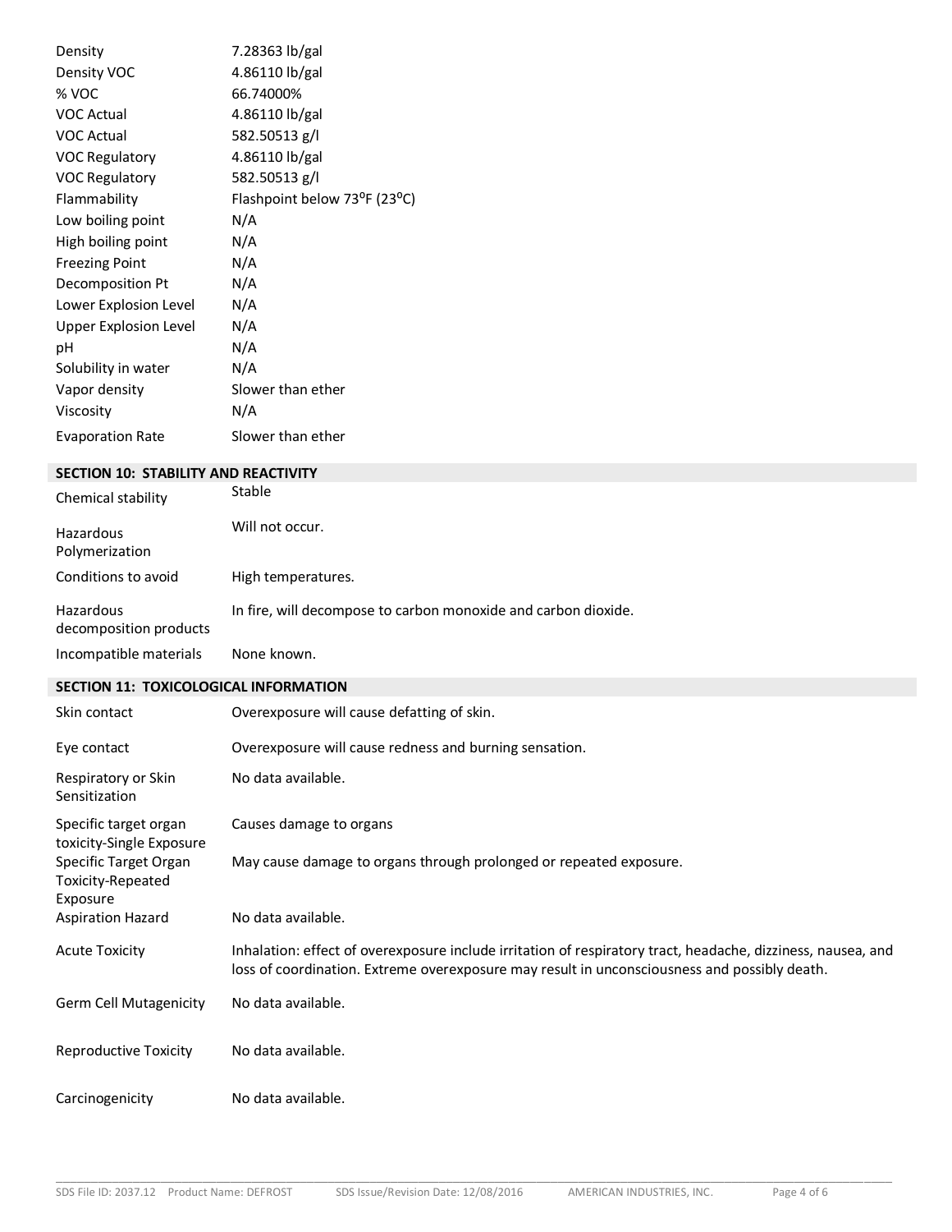| | |
|---|---|
| Density | 7.28363 lb/gal |
| Density VOC | 4.86110 lb/gal |
| % VOC | 66.74000% |
| VOC Actual | 4.86110 lb/gal |
| VOC Actual | 582.50513 g/l |
| VOC Regulatory | 4.86110 lb/gal |
| VOC Regulatory | 582.50513 g/l |
| Flammability | Flashpoint below 73°F (23°C) |
| Low boiling point | N/A |
| High boiling point | N/A |
| Freezing Point | N/A |
| Decomposition Pt | N/A |
| Lower Explosion Level | N/A |
| Upper Explosion Level | N/A |
| pH | N/A |
| Solubility in water | N/A |
| Vapor density | Slower than ether |
| Viscosity | N/A |
| Evaporation Rate | Slower than ether |

## SECTION 10: STABILITY AND REACTIVITY

| | |
|---|---|
| Chemical stability | Stable |
| Hazardous Polymerization | Will not occur. |
| Conditions to avoid | High temperatures. |
| Hazardous decomposition products | In fire, will decompose to carbon monoxide and carbon dioxide. |
| Incompatible materials | None known. |

## SECTION 11: TOXICOLOGICAL INFORMATION

| | |
|---|---|
| Skin contact | Overexposure will cause defatting of skin. |
| Eye contact | Overexposure will cause redness and burning sensation. |
| Respiratory or Skin Sensitization | No data available. |
| Specific target organ toxicity-Single Exposure | Causes damage to organs |
| Specific Target Organ Toxicity-Repeated Exposure | May cause damage to organs through prolonged or repeated exposure. |
| Aspiration Hazard | No data available. |
| Acute Toxicity | Inhalation: effect of overexposure include irritation of respiratory tract, headache, dizziness, nausea, and loss of coordination. Extreme overexposure may result in unconsciousness and possibly death. |
| Germ Cell Mutagenicity | No data available. |
| Reproductive Toxicity | No data available. |
| Carcinogenicity | No data available. |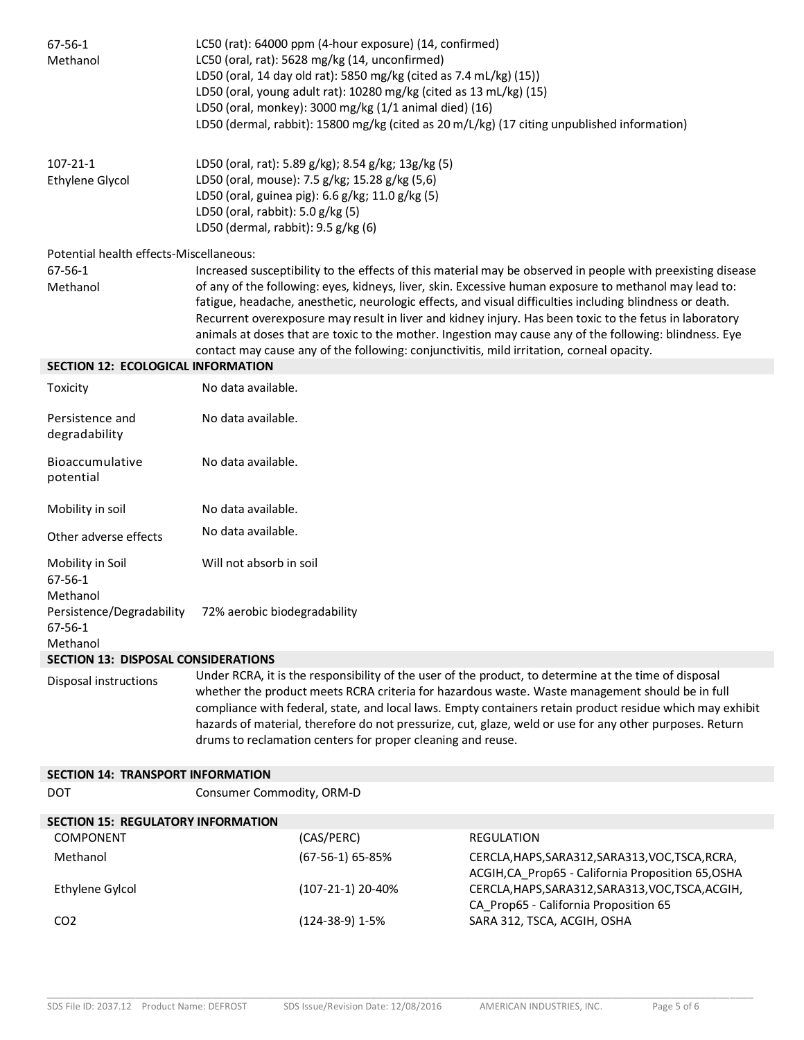| | |
|---|---|
| 67-56-1 Methanol | LC50 (rat): 64000 ppm (4-hour exposure) (14, confirmed)<br>LC50 (oral, rat): 5628 mg/kg (14, unconfirmed)<br>LD50 (oral, 14 day old rat): 5850 mg/kg (cited as 7.4 mL/kg) (15))<br>LD50 (oral, young adult rat): 10280 mg/kg (cited as 13 mL/kg) (15)<br>LD50 (oral, monkey): 3000 mg/kg (1/1 animal died) (16)<br>LD50 (dermal, rabbit): 15800 mg/kg (cited as 20 m/L/kg) (17 citing unpublished information) |
| 107-21-1 Ethylene Glycol | LD50 (oral, rat): 5.89 g/kg); 8.54 g/kg; 13g/kg (5)<br>LD50 (oral, mouse): 7.5 g/kg; 15.28 g/kg (5,6)<br>LD50 (oral, guinea pig): 6.6 g/kg; 11.0 g/kg (5)<br>LD50 (oral, rabbit): 5.0 g/kg (5)<br>LD50 (dermal, rabbit): 9.5 g/kg (6) |

Potential health effects-Miscellaneous:

| | |
|---|---|
| 67-56-1 Methanol | Increased susceptibility to the effects of this material may be observed in people with preexisting disease of any of the following: eyes, kidneys, liver, skin. Excessive human exposure to methanol may lead to: fatigue, headache, anesthetic, neurologic effects, and visual difficulties including blindness or death. Recurrent overexposure may result in liver and kidney injury. Has been toxic to the fetus in laboratory animals at doses that are toxic to the mother. Ingestion may cause any of the following: blindness. Eye contact may cause any of the following: conjunctivitis, mild irritation, corneal opacity. |

## SECTION 12: ECOLOGICAL INFORMATION

| | |
|---|---|
| Toxicity | No data available. |
| Persistence and degradability | No data available. |
| Bioaccumulative potential | No data available. |
| Mobility in soil | No data available. |
| Other adverse effects | No data available. |
| Mobility in Soil 67-56-1 Methanol | Will not absorb in soil |
| Persistence/Degradability 67-56-1 Methanol | 72% aerobic biodegradability |

## SECTION 13: DISPOSAL CONSIDERATIONS

| | |
|---|---|
| Disposal instructions | Under RCRA, it is the responsibility of the user of the product, to determine at the time of disposal whether the product meets RCRA criteria for hazardous waste. Waste management should be in full compliance with federal, state, and local laws. Empty containers retain product residue which may exhibit hazards of material, therefore do not pressurize, cut, glaze, weld or use for any other purposes. Return drums to reclamation centers for proper cleaning and reuse. |

## SECTION 14: TRANSPORT INFORMATION

| | |
|---|---|
| DOT | Consumer Commodity, ORM-D |

## SECTION 15: REGULATORY INFORMATION

| COMPONENT | (CAS/PERC) | REGULATION |
|---|---|---|
| Methanol | (67-56-1) 65-85% | CERCLA,HAPS,SARA312,SARA313,VOC,TSCA,RCRA, ACGIH,CA_Prop65 - California Proposition 65,OSHA |
| Ethylene Gylcol | (107-21-1) 20-40% | CERCLA,HAPS,SARA312,SARA313,VOC,TSCA,ACGIH, CA_Prop65 - California Proposition 65 |
| $CO_2$ | (124-38-9) 1-5% | SARA 312, TSCA, ACGIH, OSHA |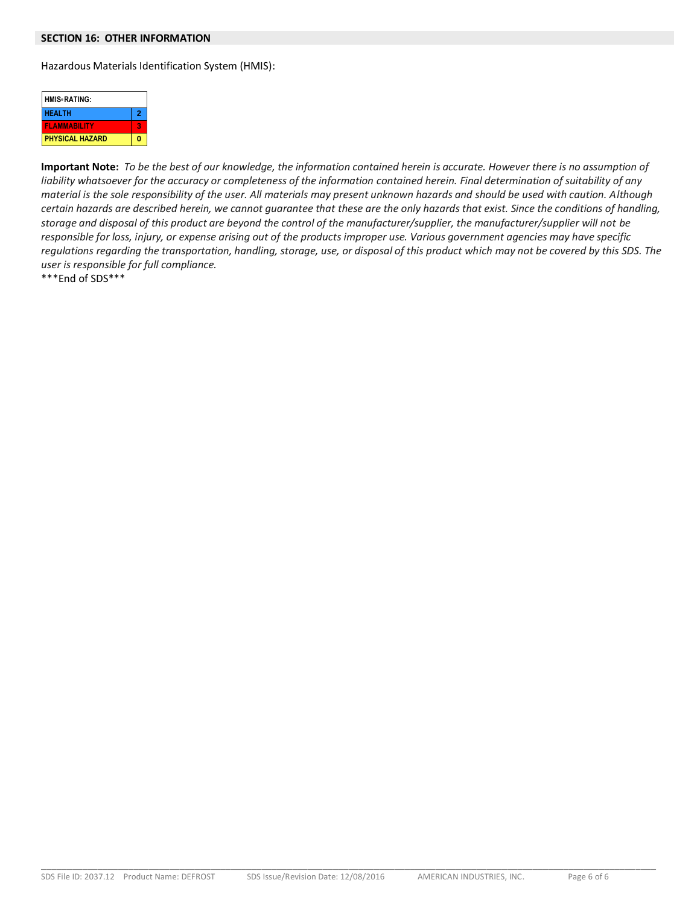## SECTION 16: OTHER INFORMATION

Hazardous Materials Identification System (HMIS):

| HMIS® RATING: | |
|---|---|
| HEALTH | 2 |
| FLAMMABILITY | 3 |
| PHYSICAL HAZARD | 0 |

**Important Note:** *To be the best of our knowledge, the information contained herein is accurate. However there is no assumption of liability whatsoever for the accuracy or completeness of the information contained herein. Final determination of suitability of any material is the sole responsibility of the user. All materials may present unknown hazards and should be used with caution. Although certain hazards are described herein, we cannot guarantee that these are the only hazards that exist. Since the conditions of handling, storage and disposal of this product are beyond the control of the manufacturer/supplier, the manufacturer/supplier will not be responsible for loss, injury, or expense arising out of the products improper use. Various government agencies may have specific regulations regarding the transportation, handling, storage, use, or disposal of this product which may not be covered by this SDS. The user is responsible for full compliance.*

***End of SDS***